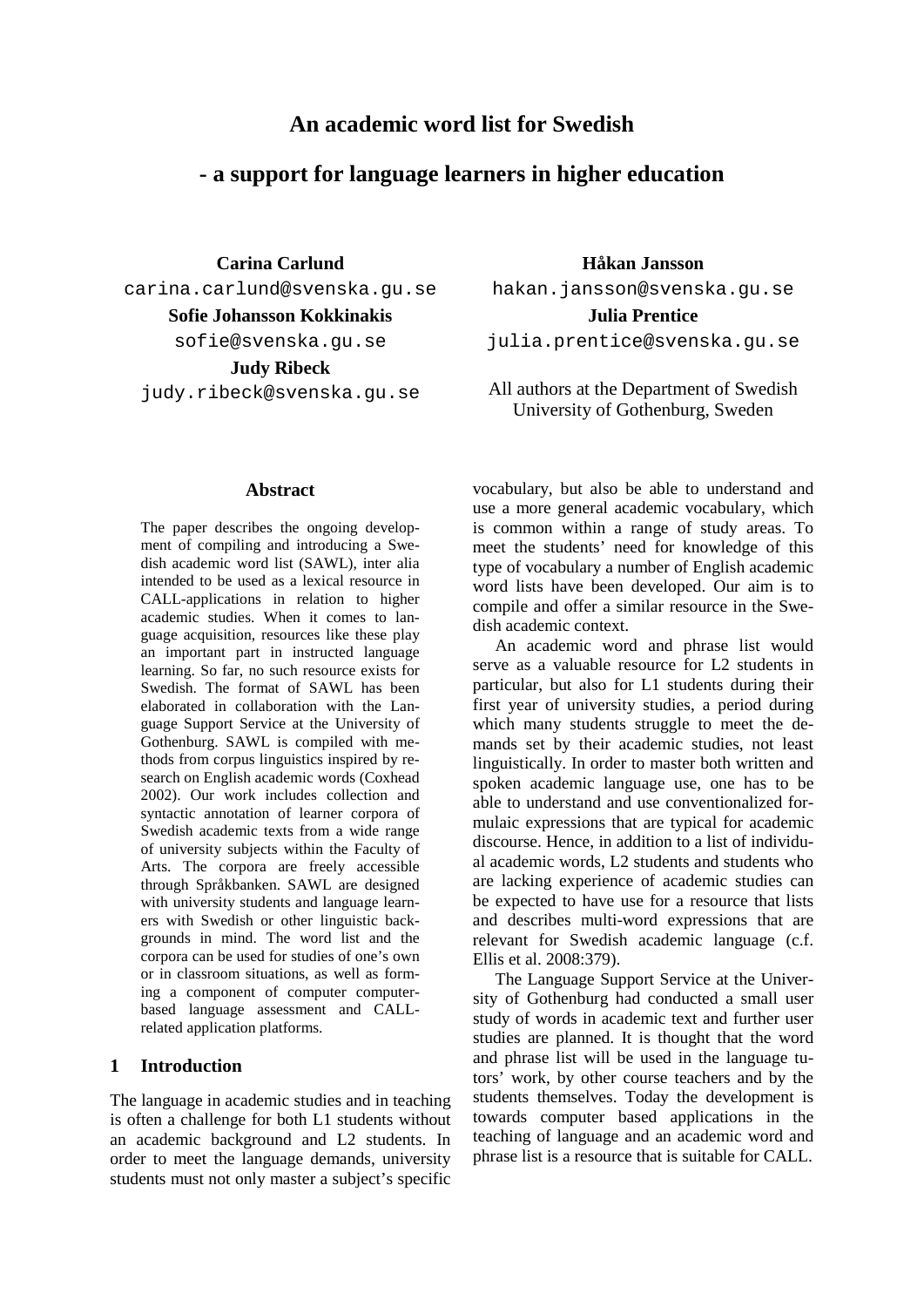# An academic word list for Swedish

# - a support for language learners in higher education

**Carina Carlund**
carina.carlund@svenska.gu.se

**Sofie Johansson Kokkinakis**
sofie@svenska.gu.se

**Judy Ribeck**
judy.ribeck@svenska.gu.se

**Håkan Jansson**
hakan.jansson@svenska.gu.se

**Julia Prentice**
julia.prentice@svenska.gu.se

All authors at the Department of Swedish
University of Gothenburg, Sweden

## Abstract

The paper describes the ongoing development of compiling and introducing a Swedish academic word list (SAWL), inter alia intended to be used as a lexical resource in CALL-applications in relation to higher academic studies. When it comes to language acquisition, resources like these play an important part in instructed language learning. So far, no such resource exists for Swedish. The format of SAWL has been elaborated in collaboration with the Language Support Service at the University of Gothenburg. SAWL is compiled with methods from corpus linguistics inspired by research on English academic words (Coxhead 2002). Our work includes collection and syntactic annotation of learner corpora of Swedish academic texts from a wide range of university subjects within the Faculty of Arts. The corpora are freely accessible through Språkbanken. SAWL are designed with university students and language learners with Swedish or other linguistic backgrounds in mind. The word list and the corpora can be used for studies of one's own or in classroom situations, as well as forming a component of computer computer-based language assessment and CALL-related application platforms.

## 1 Introduction

The language in academic studies and in teaching is often a challenge for both L1 students without an academic background and L2 students. In order to meet the language demands, university students must not only master a subject's specific vocabulary, but also be able to understand and use a more general academic vocabulary, which is common within a range of study areas. To meet the students' need for knowledge of this type of vocabulary a number of English academic word lists have been developed. Our aim is to compile and offer a similar resource in the Swedish academic context.

An academic word and phrase list would serve as a valuable resource for L2 students in particular, but also for L1 students during their first year of university studies, a period during which many students struggle to meet the demands set by their academic studies, not least linguistically. In order to master both written and spoken academic language use, one has to be able to understand and use conventionalized formulaic expressions that are typical for academic discourse. Hence, in addition to a list of individual academic words, L2 students and students who are lacking experience of academic studies can be expected to have use for a resource that lists and describes multi-word expressions that are relevant for Swedish academic language (c.f. Ellis et al. 2008:379).

The Language Support Service at the University of Gothenburg had conducted a small user study of words in academic text and further user studies are planned. It is thought that the word and phrase list will be used in the language tutors' work, by other course teachers and by the students themselves. Today the development is towards computer based applications in the teaching of language and an academic word and phrase list is a resource that is suitable for CALL.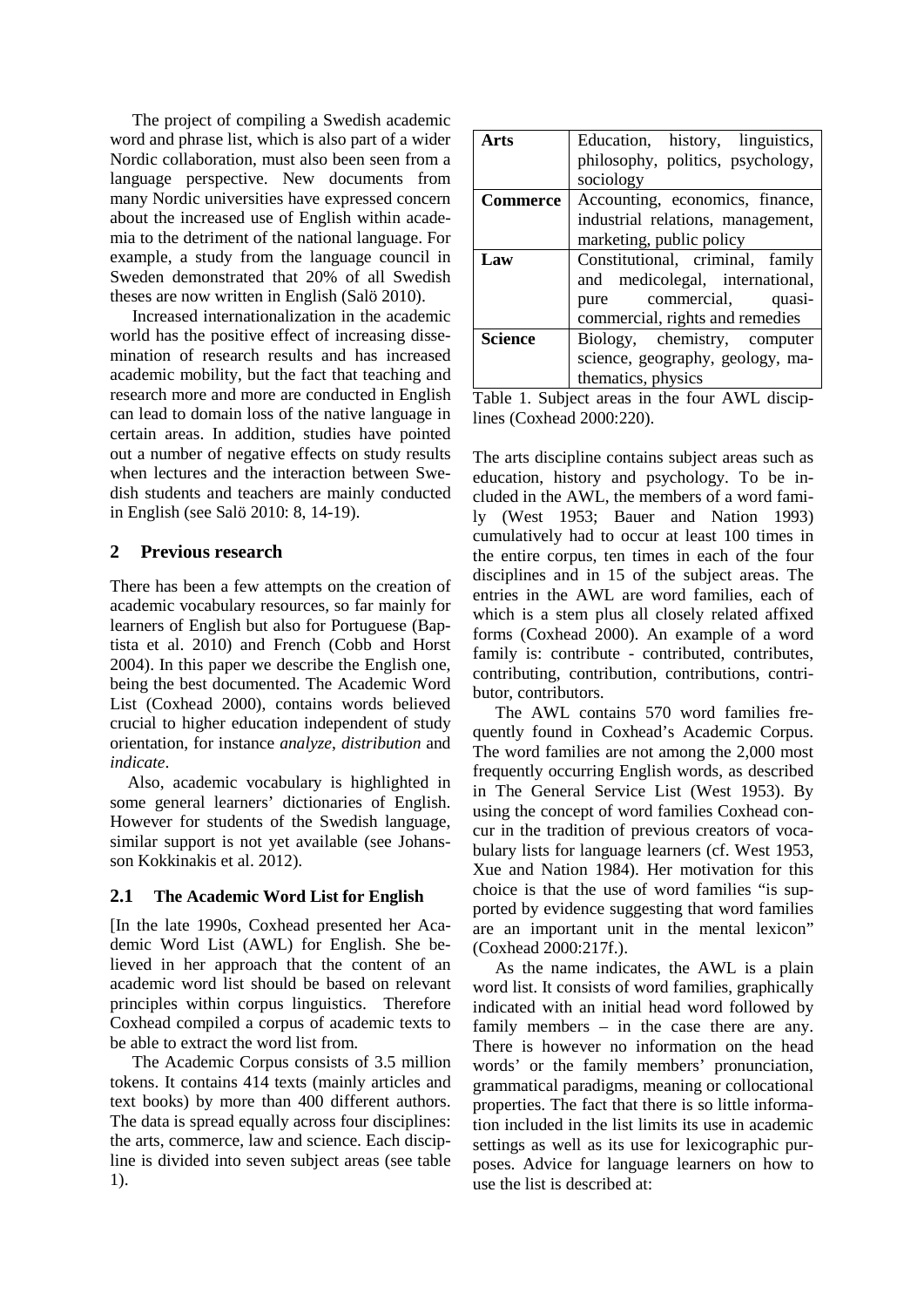The project of compiling a Swedish academic word and phrase list, which is also part of a wider Nordic collaboration, must also been seen from a language perspective. New documents from many Nordic universities have expressed concern about the increased use of English within academia to the detriment of the national language. For example, a study from the language council in Sweden demonstrated that 20% of all Swedish theses are now written in English (Salö 2010).

Increased internationalization in the academic world has the positive effect of increasing dissemination of research results and has increased academic mobility, but the fact that teaching and research more and more are conducted in English can lead to domain loss of the native language in certain areas. In addition, studies have pointed out a number of negative effects on study results when lectures and the interaction between Swedish students and teachers are mainly conducted in English (see Salö 2010: 8, 14-19).

## 2 Previous research

There has been a few attempts on the creation of academic vocabulary resources, so far mainly for learners of English but also for Portuguese (Baptista et al. 2010) and French (Cobb and Horst 2004). In this paper we describe the English one, being the best documented. The Academic Word List (Coxhead 2000), contains words believed crucial to higher education independent of study orientation, for instance *analyze*, *distribution* and *indicate*.

Also, academic vocabulary is highlighted in some general learners' dictionaries of English. However for students of the Swedish language, similar support is not yet available (see Johansson Kokkinakis et al. 2012).

### 2.1 The Academic Word List for English

[In the late 1990s, Coxhead presented her Academic Word List (AWL) for English. She believed in her approach that the content of an academic word list should be based on relevant principles within corpus linguistics. Therefore Coxhead compiled a corpus of academic texts to be able to extract the word list from.

The Academic Corpus consists of 3.5 million tokens. It contains 414 texts (mainly articles and text books) by more than 400 different authors. The data is spread equally across four disciplines: the arts, commerce, law and science. Each discipline is divided into seven subject areas (see table 1).

| | |
|---|---|
| **Arts** | Education, history, linguistics, philosophy, politics, psychology, sociology |
| **Commerce** | Accounting, economics, finance, industrial relations, management, marketing, public policy |
| **Law** | Constitutional, criminal, family and medicolegal, international, pure commercial, quasi-commercial, rights and remedies |
| **Science** | Biology, chemistry, computer science, geography, geology, mathematics, physics |

Table 1. Subject areas in the four AWL disciplines (Coxhead 2000:220).

The arts discipline contains subject areas such as education, history and psychology. To be included in the AWL, the members of a word family (West 1953; Bauer and Nation 1993) cumulatively had to occur at least 100 times in the entire corpus, ten times in each of the four disciplines and in 15 of the subject areas. The entries in the AWL are word families, each of which is a stem plus all closely related affixed forms (Coxhead 2000). An example of a word family is: contribute - contributed, contributes, contributing, contribution, contributions, contributor, contributors.

The AWL contains 570 word families frequently found in Coxhead's Academic Corpus. The word families are not among the 2,000 most frequently occurring English words, as described in The General Service List (West 1953). By using the concept of word families Coxhead concur in the tradition of previous creators of vocabulary lists for language learners (cf. West 1953, Xue and Nation 1984). Her motivation for this choice is that the use of word families "is supported by evidence suggesting that word families are an important unit in the mental lexicon" (Coxhead 2000:217f.).

As the name indicates, the AWL is a plain word list. It consists of word families, graphically indicated with an initial head word followed by family members – in the case there are any. There is however no information on the head words' or the family members' pronunciation, grammatical paradigms, meaning or collocational properties. The fact that there is so little information included in the list limits its use in academic settings as well as its use for lexicographic purposes. Advice for language learners on how to use the list is described at: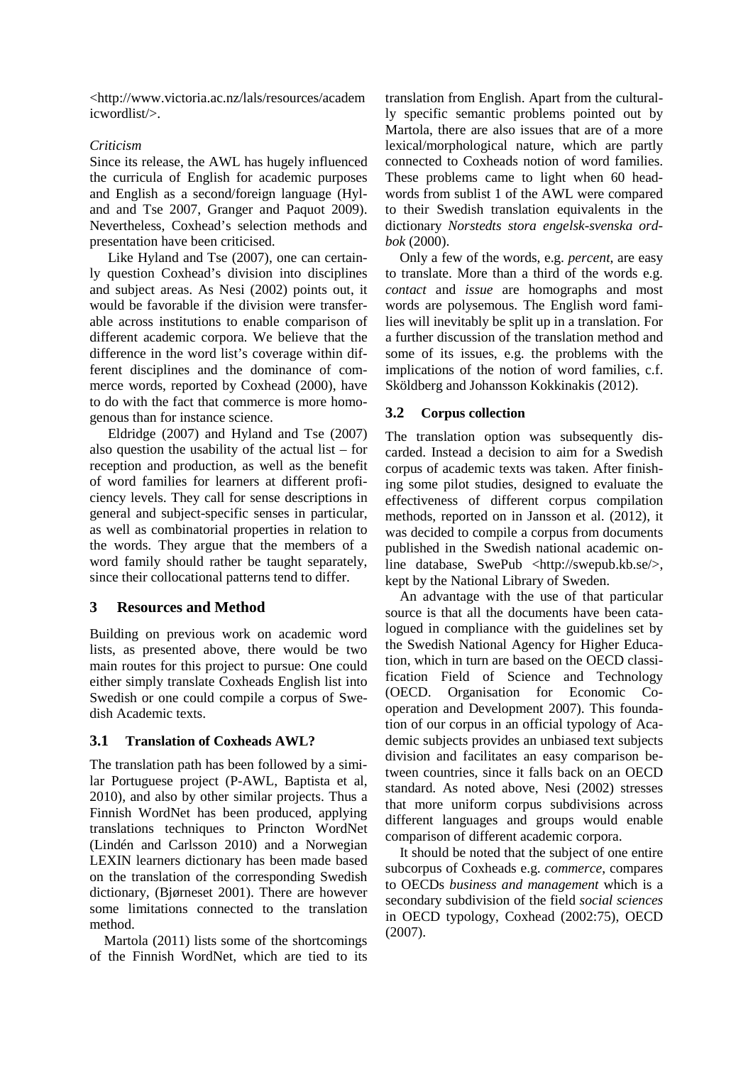<http://www.victoria.ac.nz/lals/resources/academicwordlist/>.

*Criticism*

Since its release, the AWL has hugely influenced the curricula of English for academic purposes and English as a second/foreign language (Hyland and Tse 2007, Granger and Paquot 2009). Nevertheless, Coxhead's selection methods and presentation have been criticised.

Like Hyland and Tse (2007), one can certainly question Coxhead's division into disciplines and subject areas. As Nesi (2002) points out, it would be favorable if the division were transferable across institutions to enable comparison of different academic corpora. We believe that the difference in the word list's coverage within different disciplines and the dominance of commerce words, reported by Coxhead (2000), have to do with the fact that commerce is more homogenous than for instance science.

Eldridge (2007) and Hyland and Tse (2007) also question the usability of the actual list – for reception and production, as well as the benefit of word families for learners at different proficiency levels. They call for sense descriptions in general and subject-specific senses in particular, as well as combinatorial properties in relation to the words. They argue that the members of a word family should rather be taught separately, since their collocational patterns tend to differ.

## 3 Resources and Method

Building on previous work on academic word lists, as presented above, there would be two main routes for this project to pursue: One could either simply translate Coxheads English list into Swedish or one could compile a corpus of Swedish Academic texts.

### 3.1 Translation of Coxheads AWL?

The translation path has been followed by a similar Portuguese project (P-AWL, Baptista et al, 2010), and also by other similar projects. Thus a Finnish WordNet has been produced, applying translations techniques to Princton WordNet (Lindén and Carlsson 2010) and a Norwegian LEXIN learners dictionary has been made based on the translation of the corresponding Swedish dictionary, (Bjørneset 2001). There are however some limitations connected to the translation method.

Martola (2011) lists some of the shortcomings of the Finnish WordNet, which are tied to its translation from English. Apart from the culturally specific semantic problems pointed out by Martola, there are also issues that are of a more lexical/morphological nature, which are partly connected to Coxheads notion of word families. These problems came to light when 60 headwords from sublist 1 of the AWL were compared to their Swedish translation equivalents in the dictionary *Norstedts stora engelsk-svenska ordbok* (2000).

Only a few of the words, e.g. *percent*, are easy to translate. More than a third of the words e.g. *contact* and *issue* are homographs and most words are polysemous. The English word families will inevitably be split up in a translation. For a further discussion of the translation method and some of its issues, e.g. the problems with the implications of the notion of word families, c.f. Sköldberg and Johansson Kokkinakis (2012).

### 3.2 Corpus collection

The translation option was subsequently discarded. Instead a decision to aim for a Swedish corpus of academic texts was taken. After finishing some pilot studies, designed to evaluate the effectiveness of different corpus compilation methods, reported on in Jansson et al. (2012), it was decided to compile a corpus from documents published in the Swedish national academic online database, SwePub <http://swepub.kb.se/>, kept by the National Library of Sweden.

An advantage with the use of that particular source is that all the documents have been catalogued in compliance with the guidelines set by the Swedish National Agency for Higher Education, which in turn are based on the OECD classification Field of Science and Technology (OECD. Organisation for Economic Cooperation and Development 2007). This foundation of our corpus in an official typology of Academic subjects provides an unbiased text subjects division and facilitates an easy comparison between countries, since it falls back on an OECD standard. As noted above, Nesi (2002) stresses that more uniform corpus subdivisions across different languages and groups would enable comparison of different academic corpora.

It should be noted that the subject of one entire subcorpus of Coxheads e.g. *commerce*, compares to OECDs *business and management* which is a secondary subdivision of the field *social sciences* in OECD typology, Coxhead (2002:75), OECD (2007).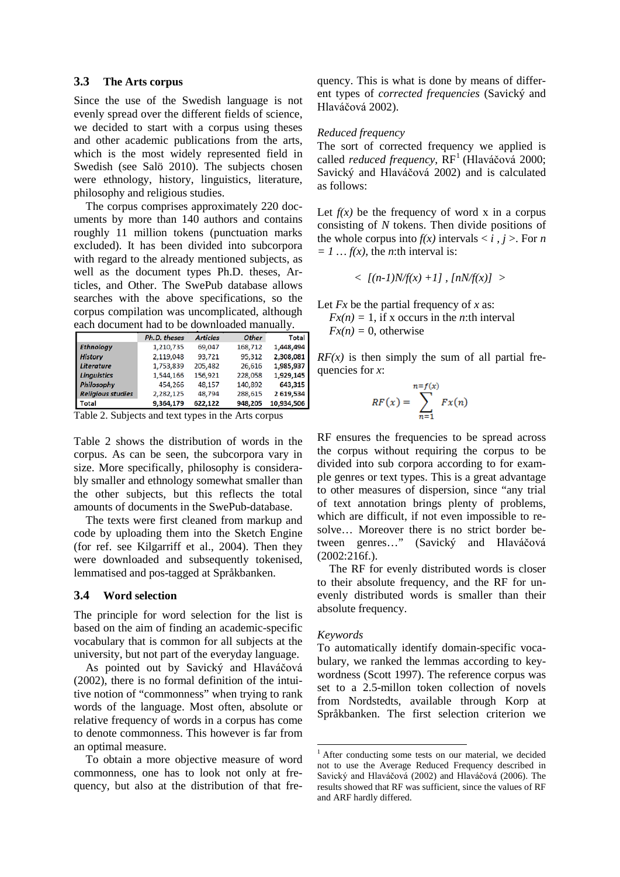### 3.3 The Arts corpus

Since the use of the Swedish language is not evenly spread over the different fields of science, we decided to start with a corpus using theses and other academic publications from the arts, which is the most widely represented field in Swedish (see Salö 2010). The subjects chosen were ethnology, history, linguistics, literature, philosophy and religious studies.

The corpus comprises approximately 220 documents by more than 140 authors and contains roughly 11 million tokens (punctuation marks excluded). It has been divided into subcorpora with regard to the already mentioned subjects, as well as the document types Ph.D. theses, Articles, and Other. The SwePub database allows searches with the above specifications, so the corpus compilation was uncomplicated, although each document had to be downloaded manually.

| | Ph.D. theses | Articles | Other | Total |
|---|---|---|---|---|
| Ethnology | 1,210,735 | 69,047 | 168,712 | 1,448,494 |
| History | 2,119,048 | 93,721 | 95,312 | 2,308,081 |
| Literature | 1,753,839 | 205,482 | 26,616 | 1,985,937 |
| Linguistics | 1,544,166 | 156,921 | 228,058 | 1,929,145 |
| Philosophy | 454,266 | 48,157 | 140,892 | 643,315 |
| Religious studies | 2,282,125 | 48,794 | 288,615 | 2 619,534 |
| Total | 9,364,179 | 622,122 | 948,205 | 10,934,506 |

Table 2. Subjects and text types in the Arts corpus

Table 2 shows the distribution of words in the corpus. As can be seen, the subcorpora vary in size. More specifically, philosophy is considerably smaller and ethnology somewhat smaller than the other subjects, but this reflects the total amounts of documents in the SwePub-database.

The texts were first cleaned from markup and code by uploading them into the Sketch Engine (for ref. see Kilgarriff et al., 2004). Then they were downloaded and subsequently tokenised, lemmatised and pos-tagged at Språkbanken.

### 3.4 Word selection

The principle for word selection for the list is based on the aim of finding an academic-specific vocabulary that is common for all subjects at the university, but not part of the everyday language.

As pointed out by Savický and Hlaváčová (2002), there is no formal definition of the intuitive notion of "commonness" when trying to rank words of the language. Most often, absolute or relative frequency of words in a corpus has come to denote commonness. This however is far from an optimal measure.

To obtain a more objective measure of word commonness, one has to look not only at frequency, but also at the distribution of that frequency. This is what is done by means of different types of *corrected frequencies* (Savický and Hlaváčová 2002).

*Reduced frequency*

The sort of corrected frequency we applied is called *reduced frequency*, RF[1] (Hlaváčová 2000; Savický and Hlaváčová 2002) and is calculated as follows:

Let $f(x)$ be the frequency of word x in a corpus consisting of $N$ tokens. Then divide positions of the whole corpus into $f(x)$ intervals $< i , j >$. For $n = 1 \ldots f(x)$, the $n$:th interval is:

$$< \ [(n-1)N/f(x) +1] \ , [nN/f(x)] \ >$$

Let $Fx$ be the partial frequency of $x$ as:

$Fx(n) = 1$, if x occurs in the $n$:th interval
$Fx(n) = 0$, otherwise

$RF(x)$ is then simply the sum of all partial frequencies for $x$:

$$RF(x) = \sum_{n=1}^{n=f(x)} Fx(n)$$

RF ensures the frequencies to be spread across the corpus without requiring the corpus to be divided into sub corpora according to for example genres or text types. This is a great advantage to other measures of dispersion, since "any trial of text annotation brings plenty of problems, which are difficult, if not even impossible to resolve… Moreover there is no strict border between genres…" (Savický and Hlaváčová (2002:216f.).

The RF for evenly distributed words is closer to their absolute frequency, and the RF for unevenly distributed words is smaller than their absolute frequency.

*Keywords*

To automatically identify domain-specific vocabulary, we ranked the lemmas according to keywordness (Scott 1997). The reference corpus was set to a 2.5-millon token collection of novels from Nordstedts, available through Korp at Språkbanken. The first selection criterion we

[1] After conducting some tests on our material, we decided not to use the Average Reduced Frequency described in Savický and Hlaváčová (2002) and Hlaváčová (2006). The results showed that RF was sufficient, since the values of RF and ARF hardly differed.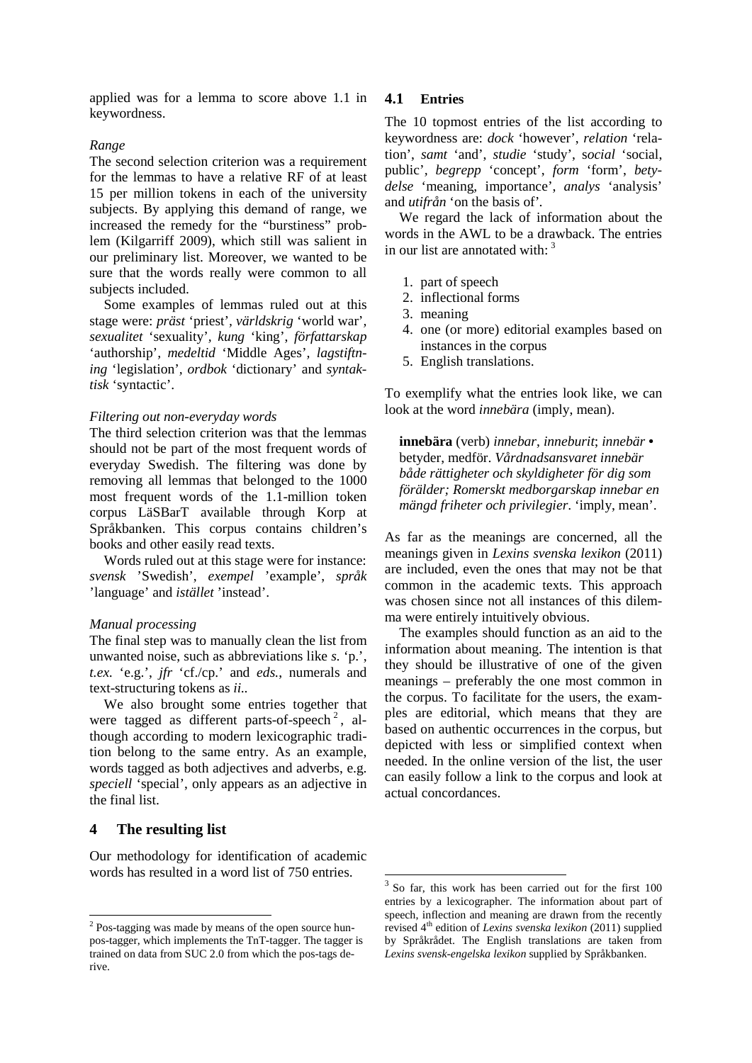applied was for a lemma to score above 1.1 in keywordness.

*Range*

The second selection criterion was a requirement for the lemmas to have a relative RF of at least 15 per million tokens in each of the university subjects. By applying this demand of range, we increased the remedy for the "burstiness" problem (Kilgarriff 2009), which still was salient in our preliminary list. Moreover, we wanted to be sure that the words really were common to all subjects included.

Some examples of lemmas ruled out at this stage were: *präst* 'priest', *världskrig* 'world war', *sexualitet* 'sexuality', *kung* 'king', *författarskap* 'authorship', *medeltid* 'Middle Ages', *lagstiftning* 'legislation', *ordbok* 'dictionary' and *syntaktisk* 'syntactic'.

*Filtering out non-everyday words*

The third selection criterion was that the lemmas should not be part of the most frequent words of everyday Swedish. The filtering was done by removing all lemmas that belonged to the 1000 most frequent words of the 1.1-million token corpus LäSBarT available through Korp at Språkbanken. This corpus contains children's books and other easily read texts.

Words ruled out at this stage were for instance: *svensk* 'Swedish', *exempel* 'example', *språk* 'language' and *istället* 'instead'.

*Manual processing*

The final step was to manually clean the list from unwanted noise, such as abbreviations like *s.* 'p.', *t.ex.* 'e.g.', *jfr* 'cf./cp.' and *eds.*, numerals and text-structuring tokens as *ii.*.

We also brought some entries together that were tagged as different parts-of-speech [2], although according to modern lexicographic tradition belong to the same entry. As an example, words tagged as both adjectives and adverbs, e.g. *speciell* 'special', only appears as an adjective in the final list.

## 4 The resulting list

Our methodology for identification of academic words has resulted in a word list of 750 entries.

### 4.1 Entries

The 10 topmost entries of the list according to keywordness are: *dock* 'however', *relation* 'relation', *samt* 'and', *studie* 'study', *social* 'social, public', *begrepp* 'concept', *form* 'form', *betydelse* 'meaning, importance', *analys* 'analysis' and *utifrån* 'on the basis of'.

We regard the lack of information about the words in the AWL to be a drawback. The entries in our list are annotated with: [3]

1. part of speech
2. inflectional forms
3. meaning
4. one (or more) editorial examples based on instances in the corpus
5. English translations.

To exemplify what the entries look like, we can look at the word *innebära* (imply, mean).

> **innebära** (verb) *innebar, inneburit*; *innebär* • betyder, medför. *Vårdnadsansvaret innebär både rättigheter och skyldigheter för dig som förälder; Romerskt medborgarskap innebar en mängd friheter och privilegier*. 'imply, mean'.

As far as the meanings are concerned, all the meanings given in *Lexins svenska lexikon* (2011) are included, even the ones that may not be that common in the academic texts. This approach was chosen since not all instances of this dilemma were entirely intuitively obvious.

The examples should function as an aid to the information about meaning. The intention is that they should be illustrative of one of the given meanings – preferably the one most common in the corpus. To facilitate for the users, the examples are editorial, which means that they are based on authentic occurrences in the corpus, but depicted with less or simplified context when needed. In the online version of the list, the user can easily follow a link to the corpus and look at actual concordances.

---

[2] Pos-tagging was made by means of the open source hunpos-tagger, which implements the TnT-tagger. The tagger is trained on data from SUC 2.0 from which the pos-tags derive.

[3] So far, this work has been carried out for the first 100 entries by a lexicographer. The information about part of speech, inflection and meaning are drawn from the recently revised 4th edition of *Lexins svenska lexikon* (2011) supplied by Språkrådet. The English translations are taken from *Lexins svensk-engelska lexikon* supplied by Språkbanken.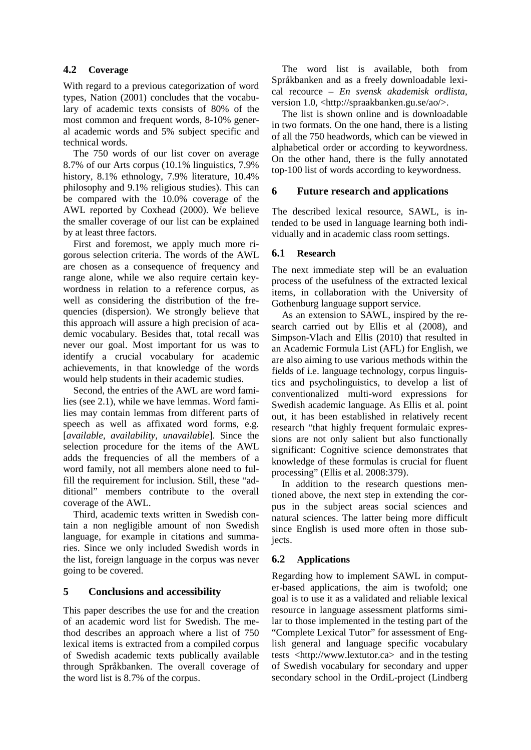### 4.2 Coverage

With regard to a previous categorization of word types, Nation (2001) concludes that the vocabulary of academic texts consists of 80% of the most common and frequent words, 8-10% general academic words and 5% subject specific and technical words.

The 750 words of our list cover on average 8.7% of our Arts corpus (10.1% linguistics, 7.9% history, 8.1% ethnology, 7.9% literature, 10.4% philosophy and 9.1% religious studies). This can be compared with the 10.0% coverage of the AWL reported by Coxhead (2000). We believe the smaller coverage of our list can be explained by at least three factors.

First and foremost, we apply much more rigorous selection criteria. The words of the AWL are chosen as a consequence of frequency and range alone, while we also require certain keywordness in relation to a reference corpus, as well as considering the distribution of the frequencies (dispersion). We strongly believe that this approach will assure a high precision of academic vocabulary. Besides that, total recall was never our goal. Most important for us was to identify a crucial vocabulary for academic achievements, in that knowledge of the words would help students in their academic studies.

Second, the entries of the AWL are word families (see 2.1), while we have lemmas. Word families may contain lemmas from different parts of speech as well as affixated word forms, e.g. [*available, availability, unavailable*]. Since the selection procedure for the items of the AWL adds the frequencies of all the members of a word family, not all members alone need to fulfill the requirement for inclusion. Still, these "additional" members contribute to the overall coverage of the AWL.

Third, academic texts written in Swedish contain a non negligible amount of non Swedish language, for example in citations and summaries. Since we only included Swedish words in the list, foreign language in the corpus was never going to be covered.

## 5 Conclusions and accessibility

This paper describes the use for and the creation of an academic word list for Swedish. The method describes an approach where a list of 750 lexical items is extracted from a compiled corpus of Swedish academic texts publically available through Språkbanken. The overall coverage of the word list is 8.7% of the corpus.

The word list is available, both from Språkbanken and as a freely downloadable lexical recource – *En svensk akademisk ordlista*, version 1.0, <http://spraakbanken.gu.se/ao/>.

The list is shown online and is downloadable in two formats. On the one hand, there is a listing of all the 750 headwords, which can be viewed in alphabetical order or according to keywordness. On the other hand, there is the fully annotated top-100 list of words according to keywordness.

## 6 Future research and applications

The described lexical resource, SAWL, is intended to be used in language learning both individually and in academic class room settings.

### 6.1 Research

The next immediate step will be an evaluation process of the usefulness of the extracted lexical items, in collaboration with the University of Gothenburg language support service.

As an extension to SAWL, inspired by the research carried out by Ellis et al (2008), and Simpson-Vlach and Ellis (2010) that resulted in an Academic Formula List (AFL) for English, we are also aiming to use various methods within the fields of i.e. language technology, corpus linguistics and psycholinguistics, to develop a list of conventionalized multi-word expressions for Swedish academic language. As Ellis et al. point out, it has been established in relatively recent research "that highly frequent formulaic expressions are not only salient but also functionally significant: Cognitive science demonstrates that knowledge of these formulas is crucial for fluent processing" (Ellis et al. 2008:379).

In addition to the research questions mentioned above, the next step in extending the corpus in the subject areas social sciences and natural sciences. The latter being more difficult since English is used more often in those subjects.

### 6.2 Applications

Regarding how to implement SAWL in computer-based applications, the aim is twofold; one goal is to use it as a validated and reliable lexical resource in language assessment platforms similar to those implemented in the testing part of the "Complete Lexical Tutor" for assessment of English general and language specific vocabulary tests <http://www.lextutor.ca> and in the testing of Swedish vocabulary for secondary and upper secondary school in the OrdiL-project (Lindberg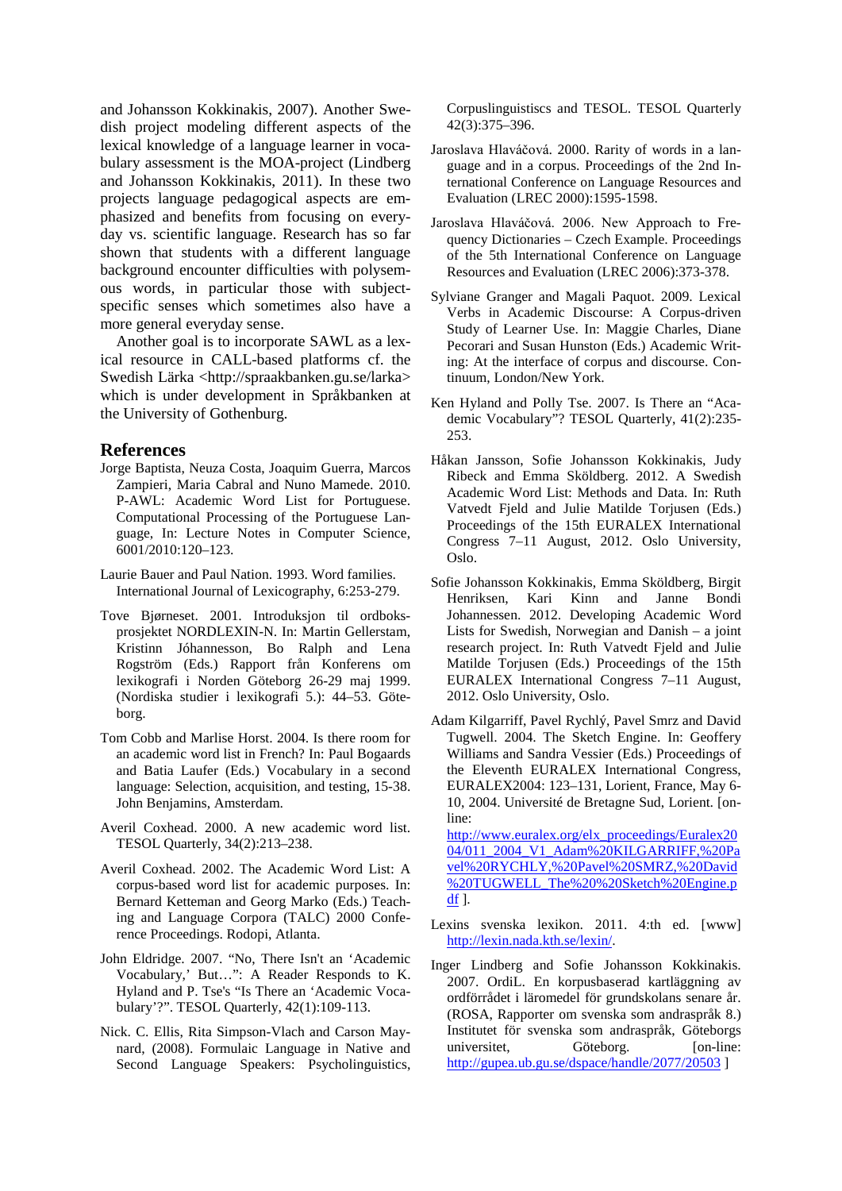and Johansson Kokkinakis, 2007). Another Swedish project modeling different aspects of the lexical knowledge of a language learner in vocabulary assessment is the MOA-project (Lindberg and Johansson Kokkinakis, 2011). In these two projects language pedagogical aspects are emphasized and benefits from focusing on everyday vs. scientific language. Research has so far shown that students with a different language background encounter difficulties with polysemous words, in particular those with subject-specific senses which sometimes also have a more general everyday sense.

Another goal is to incorporate SAWL as a lexical resource in CALL-based platforms cf. the Swedish Lärka <http://spraakbanken.gu.se/larka> which is under development in Språkbanken at the University of Gothenburg.

## References

Jorge Baptista, Neuza Costa, Joaquim Guerra, Marcos Zampieri, Maria Cabral and Nuno Mamede. 2010. P-AWL: Academic Word List for Portuguese. Computational Processing of the Portuguese Language, In: Lecture Notes in Computer Science, 6001/2010:120–123.

Laurie Bauer and Paul Nation. 1993. Word families. International Journal of Lexicography, 6:253-279.

Tove Bjørneset. 2001. Introduksjon til ordboksprosjektet NORDLEXIN-N. In: Martin Gellerstam, Kristinn Jóhannesson, Bo Ralph and Lena Rogström (Eds.) Rapport från Konferens om lexikografi i Norden Göteborg 26-29 maj 1999. (Nordiska studier i lexikografi 5.): 44–53. Göteborg.

Tom Cobb and Marlise Horst. 2004. Is there room for an academic word list in French? In: Paul Bogaards and Batia Laufer (Eds.) Vocabulary in a second language: Selection, acquisition, and testing, 15-38. John Benjamins, Amsterdam.

Averil Coxhead. 2000. A new academic word list. TESOL Quarterly, 34(2):213–238.

Averil Coxhead. 2002. The Academic Word List: A corpus-based word list for academic purposes. In: Bernard Ketteman and Georg Marko (Eds.) Teaching and Language Corpora (TALC) 2000 Conference Proceedings. Rodopi, Atlanta.

John Eldridge. 2007. "No, There Isn't an 'Academic Vocabulary,' But…": A Reader Responds to K. Hyland and P. Tse's "Is There an 'Academic Vocabulary'?". TESOL Quarterly, 42(1):109-113.

Nick. C. Ellis, Rita Simpson-Vlach and Carson Maynard, (2008). Formulaic Language in Native and Second Language Speakers: Psycholinguistics, Corpuslinguistiscs and TESOL. TESOL Quarterly 42(3):375–396.

Jaroslava Hlaváčová. 2000. Rarity of words in a language and in a corpus. Proceedings of the 2nd International Conference on Language Resources and Evaluation (LREC 2000):1595-1598.

Jaroslava Hlaváčová. 2006. New Approach to Frequency Dictionaries – Czech Example. Proceedings of the 5th International Conference on Language Resources and Evaluation (LREC 2006):373-378.

Sylviane Granger and Magali Paquot. 2009. Lexical Verbs in Academic Discourse: A Corpus-driven Study of Learner Use. In: Maggie Charles, Diane Pecorari and Susan Hunston (Eds.) Academic Writing: At the interface of corpus and discourse. Continuum, London/New York.

Ken Hyland and Polly Tse. 2007. Is There an "Academic Vocabulary"? TESOL Quarterly, 41(2):235-253.

Håkan Jansson, Sofie Johansson Kokkinakis, Judy Ribeck and Emma Sköldberg. 2012. A Swedish Academic Word List: Methods and Data. In: Ruth Vatvedt Fjeld and Julie Matilde Torjusen (Eds.) Proceedings of the 15th EURALEX International Congress 7–11 August, 2012. Oslo University, Oslo.

Sofie Johansson Kokkinakis, Emma Sköldberg, Birgit Henriksen, Kari Kinn and Janne Bondi Johannessen. 2012. Developing Academic Word Lists for Swedish, Norwegian and Danish – a joint research project. In: Ruth Vatvedt Fjeld and Julie Matilde Torjusen (Eds.) Proceedings of the 15th EURALEX International Congress 7–11 August, 2012. Oslo University, Oslo.

Adam Kilgarriff, Pavel Rychlý, Pavel Smrz and David Tugwell. 2004. The Sketch Engine. In: Geoffery Williams and Sandra Vessier (Eds.) Proceedings of the Eleventh EURALEX International Congress, EURALEX2004: 123–131, Lorient, France, May 6-10, 2004. Université de Bretagne Sud, Lorient. [on-line: http://www.euralex.org/elx_proceedings/Euralex2004/011_2004_V1_Adam%20KILGARRIFF,%20Pavel%20RYCHLY,%20Pavel%20SMRZ,%20David%20TUGWELL_The%20%20Sketch%20Engine.pdf ].

Lexins svenska lexikon. 2011. 4:th ed. [www] http://lexin.nada.kth.se/lexin/.

Inger Lindberg and Sofie Johansson Kokkinakis. 2007. OrdiL. En korpusbaserad kartläggning av ordförrådet i läromedel för grundskolans senare år. (ROSA, Rapporter om svenska som andraspråk 8.) Institutet för svenska som andraspråk, Göteborgs universitet, Göteborg. [on-line: http://gupea.ub.gu.se/dspace/handle/2077/20503 ]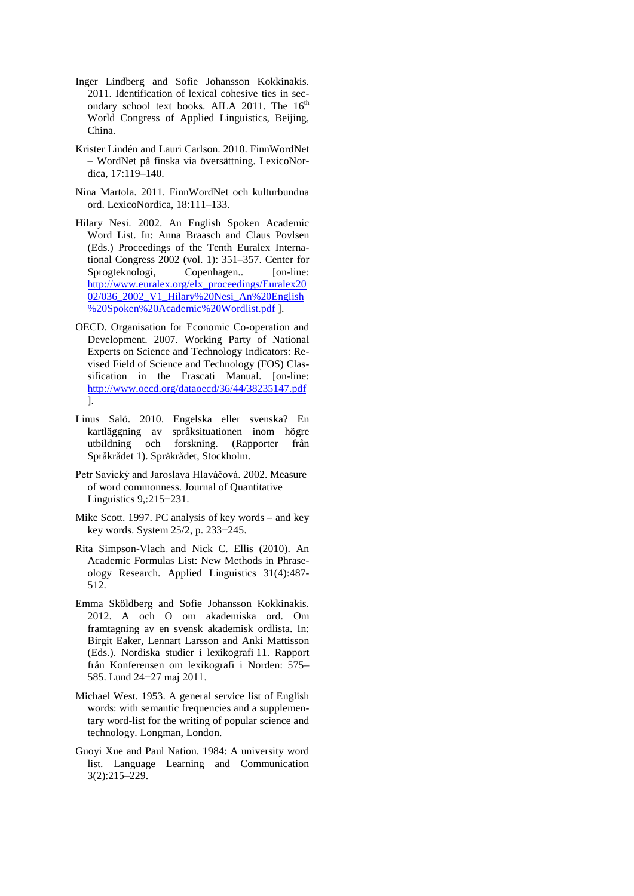Inger Lindberg and Sofie Johansson Kokkinakis. 2011. Identification of lexical cohesive ties in secondary school text books. AILA 2011. The 16[th] World Congress of Applied Linguistics, Beijing, China.

Krister Lindén and Lauri Carlson. 2010. FinnWordNet – WordNet på finska via översättning. LexicoNordica, 17:119–140.

Nina Martola. 2011. FinnWordNet och kulturbundna ord. LexicoNordica, 18:111–133.

Hilary Nesi. 2002. An English Spoken Academic Word List. In: Anna Braasch and Claus Povlsen (Eds.) Proceedings of the Tenth Euralex International Congress 2002 (vol. 1): 351–357. Center for Sprogteknologi, Copenhagen.. [on-line: http://www.euralex.org/elx_proceedings/Euralex2002/036_2002_V1_Hilary%20Nesi_An%20English%20Spoken%20Academic%20Wordlist.pdf ].

OECD. Organisation for Economic Co-operation and Development. 2007. Working Party of National Experts on Science and Technology Indicators: Revised Field of Science and Technology (FOS) Classification in the Frascati Manual. [on-line: http://www.oecd.org/dataoecd/36/44/38235147.pdf ].

Linus Salö. 2010. Engelska eller svenska? En kartläggning av språksituationen inom högre utbildning och forskning. (Rapporter från Språkrådet 1). Språkrådet, Stockholm.

Petr Savický and Jaroslava Hlaváčová. 2002. Measure of word commonness. Journal of Quantitative Linguistics 9,:215−231.

Mike Scott. 1997. PC analysis of key words – and key key words. System 25/2, p. 233−245.

Rita Simpson-Vlach and Nick C. Ellis (2010). An Academic Formulas List: New Methods in Phraseology Research. Applied Linguistics 31(4):487-512.

Emma Sköldberg and Sofie Johansson Kokkinakis. 2012. A och O om akademiska ord. Om framtagning av en svensk akademisk ordlista. In: Birgit Eaker, Lennart Larsson and Anki Mattisson (Eds.). Nordiska studier i lexikografi 11. Rapport från Konferensen om lexikografi i Norden: 575–585. Lund 24−27 maj 2011.

Michael West. 1953. A general service list of English words: with semantic frequencies and a supplementary word-list for the writing of popular science and technology. Longman, London.

Guoyi Xue and Paul Nation. 1984: A university word list. Language Learning and Communication 3(2):215–229.